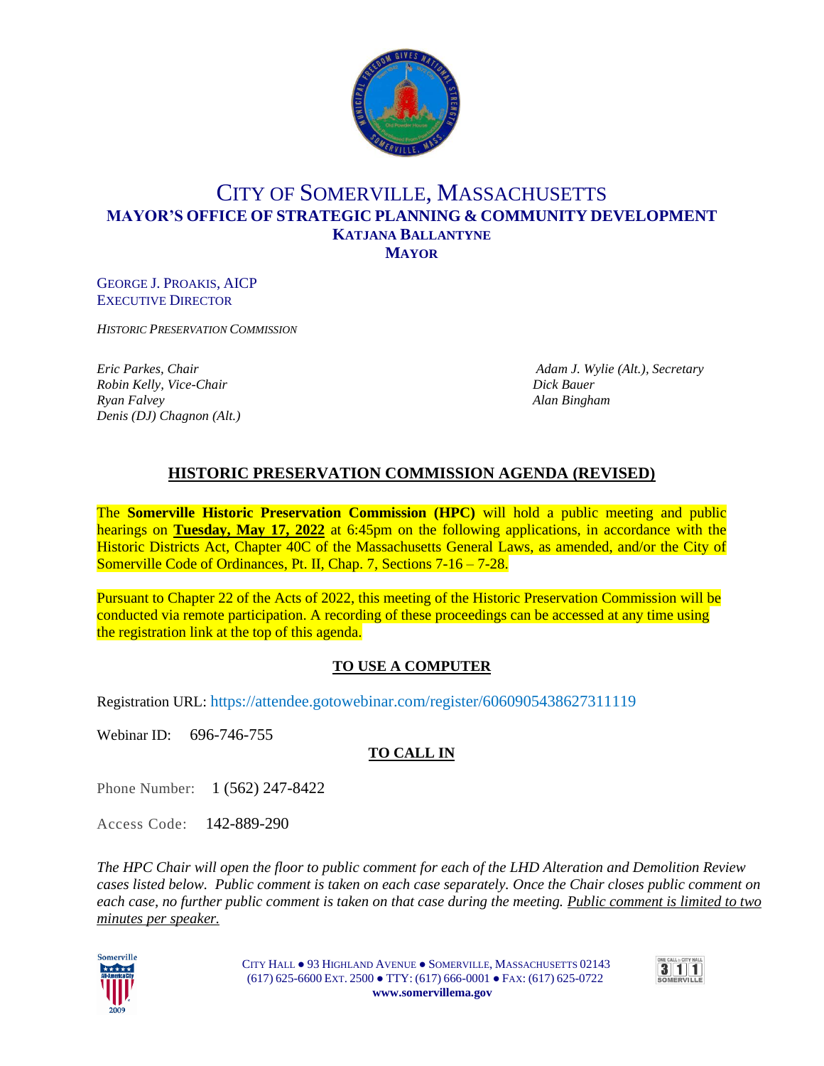# CITY OF SOMERVILLE, MASSACHUSETTS

**MAYOR'S OFFICE OF STRATEGIC PLANNING & COMMUNITY DEVELOPMENT**

**KATJANA BALLANTYNE**

**MAYOR**

GEORGE J. PROAKIS, AICP
EXECUTIVE DIRECTOR

*HISTORIC PRESERVATION COMMISSION*

*Eric Parkes, Chair*
*Robin Kelly, Vice-Chair*
*Ryan Falvey*
*Denis (DJ) Chagnon (Alt.)*
*Adam J. Wylie (Alt.), Secretary*
*Dick Bauer*
*Alan Bingham*

## HISTORIC PRESERVATION COMMISSION AGENDA (REVISED)

The **Somerville Historic Preservation Commission (HPC)** will hold a public meeting and public hearings on **Tuesday, May 17, 2022** at 6:45pm on the following applications, in accordance with the Historic Districts Act, Chapter 40C of the Massachusetts General Laws, as amended, and/or the City of Somerville Code of Ordinances, Pt. II, Chap. 7, Sections 7-16 – 7-28.

Pursuant to Chapter 22 of the Acts of 2022, this meeting of the Historic Preservation Commission will be conducted via remote participation. A recording of these proceedings can be accessed at any time using the registration link at the top of this agenda.

### TO USE A COMPUTER

Registration URL: https://attendee.gotowebinar.com/register/6060905438627311119

Webinar ID: 696-746-755

### TO CALL IN

Phone Number: 1 (562) 247-8422

Access Code: 142-889-290

*The HPC Chair will open the floor to public comment for each of the LHD Alteration and Demolition Review cases listed below. Public comment is taken on each case separately. Once the Chair closes public comment on each case, no further public comment is taken on that case during the meeting. Public comment is limited to two minutes per speaker.*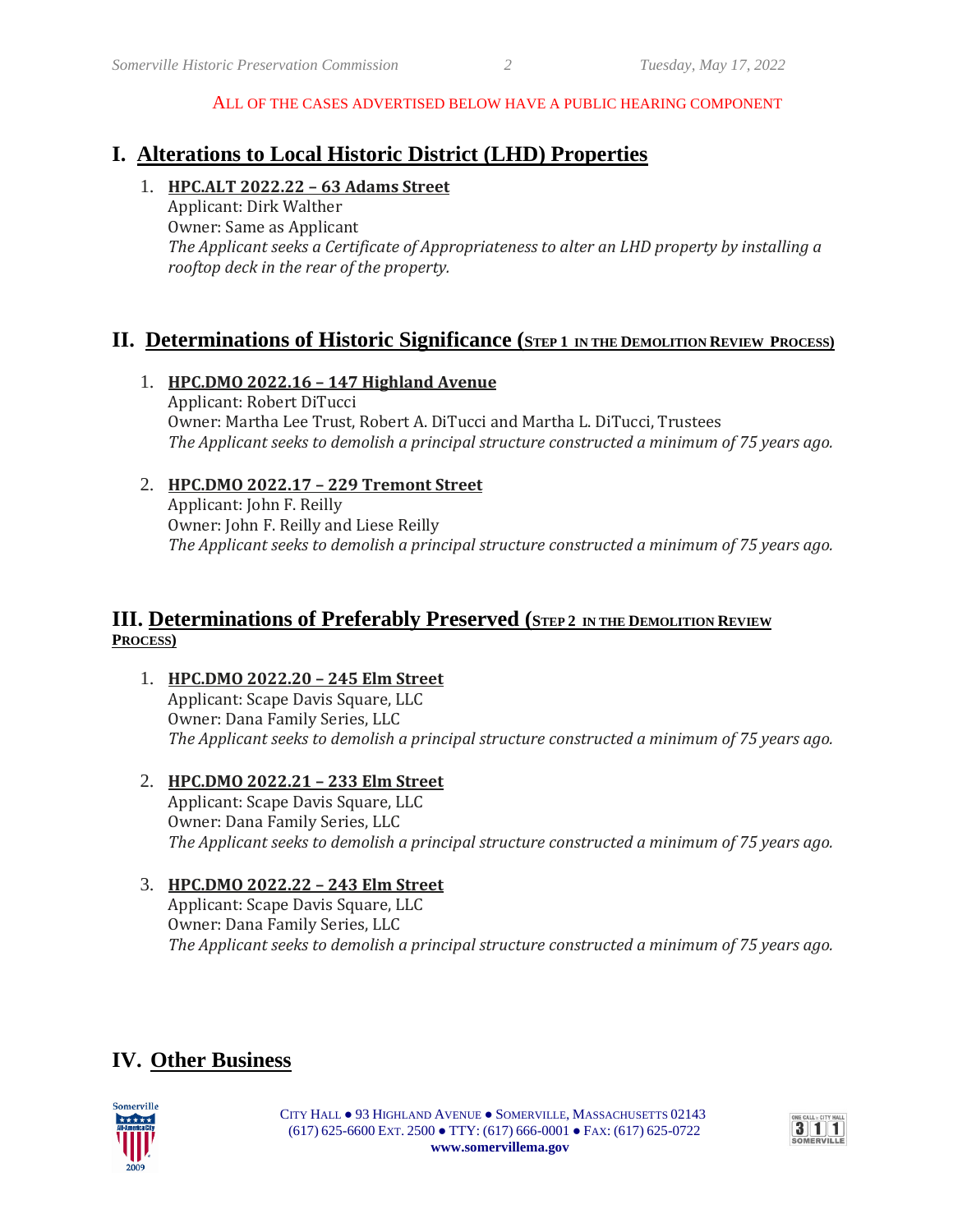ALL OF THE CASES ADVERTISED BELOW HAVE A PUBLIC HEARING COMPONENT

## I. Alterations to Local Historic District (LHD) Properties

1. **HPC.ALT 2022.22 – 63 Adams Street**
   Applicant: Dirk Walther
   Owner: Same as Applicant
   *The Applicant seeks a Certificate of Appropriateness to alter an LHD property by installing a rooftop deck in the rear of the property.*

## II. Determinations of Historic Significance (STEP 1 IN THE DEMOLITION REVIEW PROCESS)

1. **HPC.DMO 2022.16 – 147 Highland Avenue**
   Applicant: Robert DiTucci
   Owner: Martha Lee Trust, Robert A. DiTucci and Martha L. DiTucci, Trustees
   *The Applicant seeks to demolish a principal structure constructed a minimum of 75 years ago.*

2. **HPC.DMO 2022.17 – 229 Tremont Street**
   Applicant: John F. Reilly
   Owner: John F. Reilly and Liese Reilly
   *The Applicant seeks to demolish a principal structure constructed a minimum of 75 years ago.*

## III. Determinations of Preferably Preserved (STEP 2 IN THE DEMOLITION REVIEW PROCESS)

1. **HPC.DMO 2022.20 – 245 Elm Street**
   Applicant: Scape Davis Square, LLC
   Owner: Dana Family Series, LLC
   *The Applicant seeks to demolish a principal structure constructed a minimum of 75 years ago.*

2. **HPC.DMO 2022.21 – 233 Elm Street**
   Applicant: Scape Davis Square, LLC
   Owner: Dana Family Series, LLC
   *The Applicant seeks to demolish a principal structure constructed a minimum of 75 years ago.*

3. **HPC.DMO 2022.22 – 243 Elm Street**
   Applicant: Scape Davis Square, LLC
   Owner: Dana Family Series, LLC
   *The Applicant seeks to demolish a principal structure constructed a minimum of 75 years ago.*

## IV. Other Business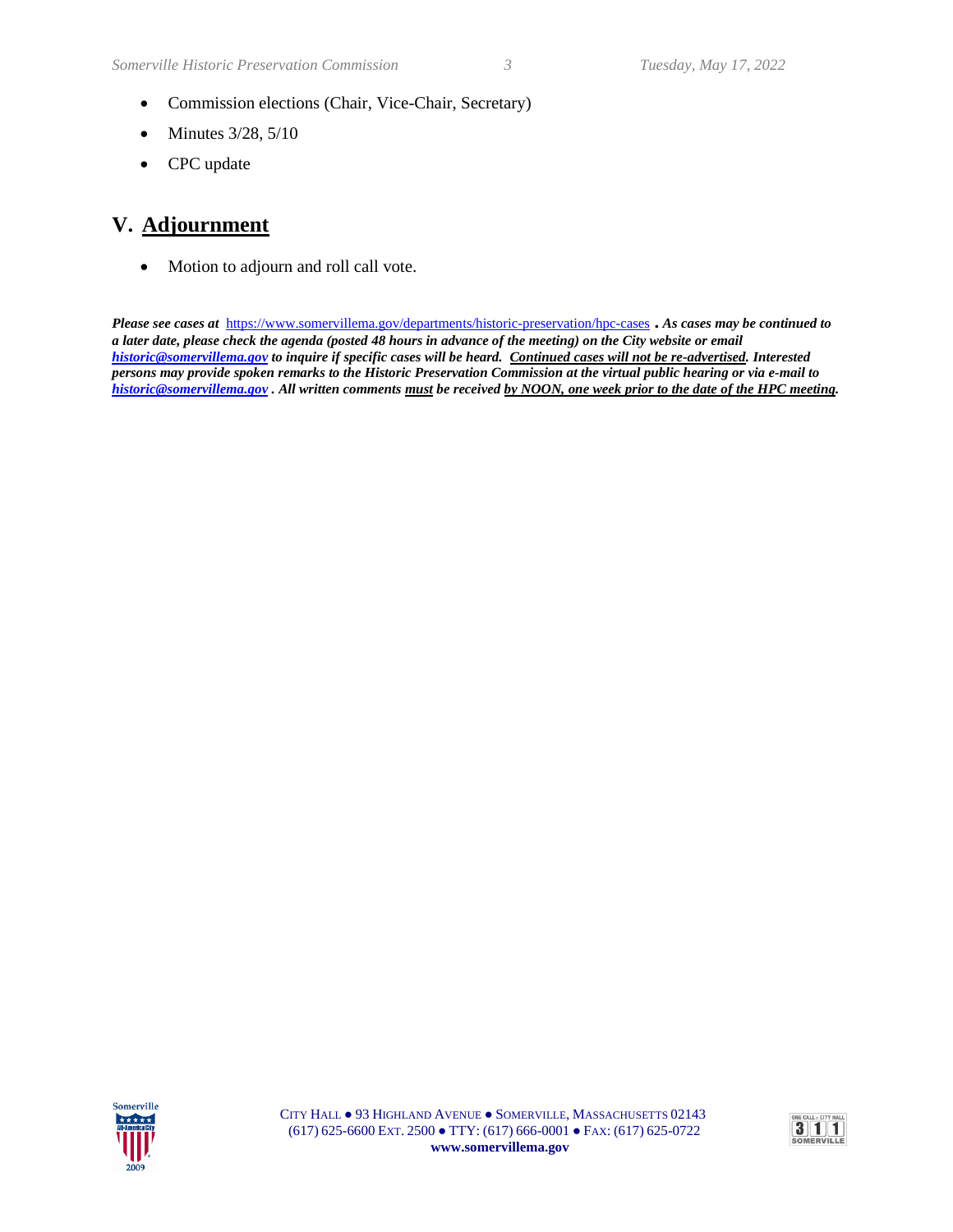- Commission elections (Chair, Vice-Chair, Secretary)
- Minutes 3/28, 5/10
- CPC update

## V. Adjournment

- Motion to adjourn and roll call vote.

***Please see cases at*** https://www.somervillema.gov/departments/historic-preservation/hpc-cases ***. As cases may be continued to a later date, please check the agenda (posted 48 hours in advance of the meeting) on the City website or email historic@somervillema.gov to inquire if specific cases will be heard. Continued cases will not be re-advertised. Interested persons may provide spoken remarks to the Historic Preservation Commission at the virtual public hearing or via e-mail to historic@somervillema.gov . All written comments must be received by NOON, one week prior to the date of the HPC meeting.***

CITY HALL ● 93 HIGHLAND AVENUE ● SOMERVILLE, MASSACHUSETTS 02143
(617) 625-6600 EXT. 2500 ● TTY: (617) 666-0001 ● FAX: (617) 625-0722
**www.somervillema.gov**